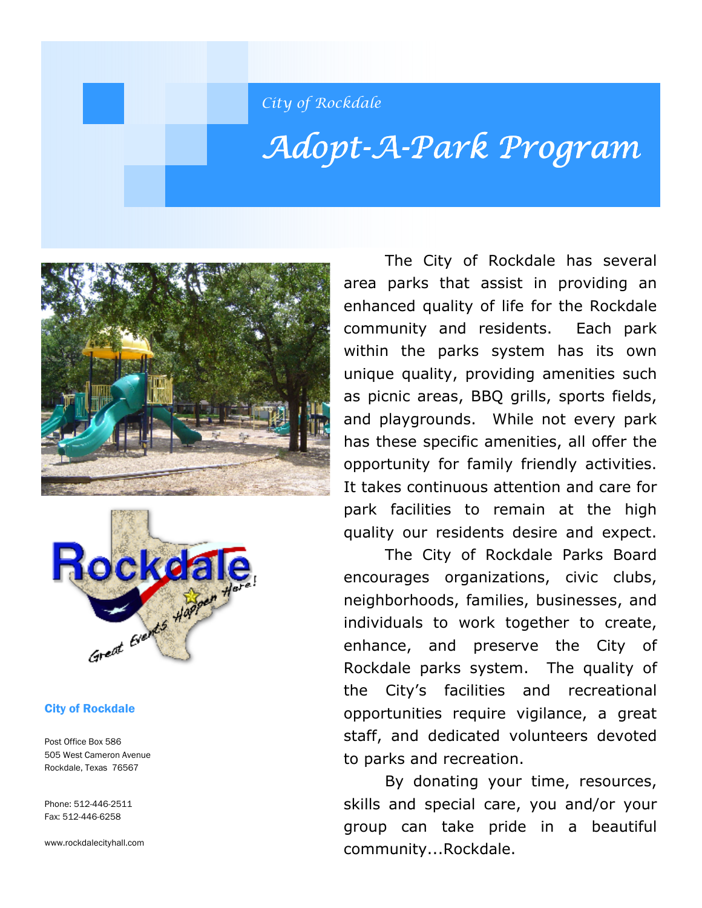*City of Rockdale*

# *Adopt-A-Park Program*

The City of Rockdale has several area parks that assist in providing an enhanced quality of life for the Rockdale community and residents. Each park within the parks system has its own unique quality, providing amenities such as picnic areas, BBQ grills, sports fields, and playgrounds. While not every park has these specific amenities, all offer the opportunity for family friendly activities. It takes continuous attention and care for park facilities to remain at the high quality our residents desire and expect.

The City of Rockdale Parks Board encourages organizations, civic clubs, neighborhoods, families, businesses, and individuals to work together to create, enhance, and preserve the City of Rockdale parks system. The quality of the City's facilities and recreational opportunities require vigilance, a great staff, and dedicated volunteers devoted to parks and recreation.

By donating your time, resources, skills and special care, you and/or your group can take pride in a beautiful community...Rockdale.

**City of Rockdale**

Post Office Box 586
505 West Cameron Avenue
Rockdale, Texas 76567

Phone: 512-446-2511
Fax: 512-446-6258

www.rockdalecityhall.com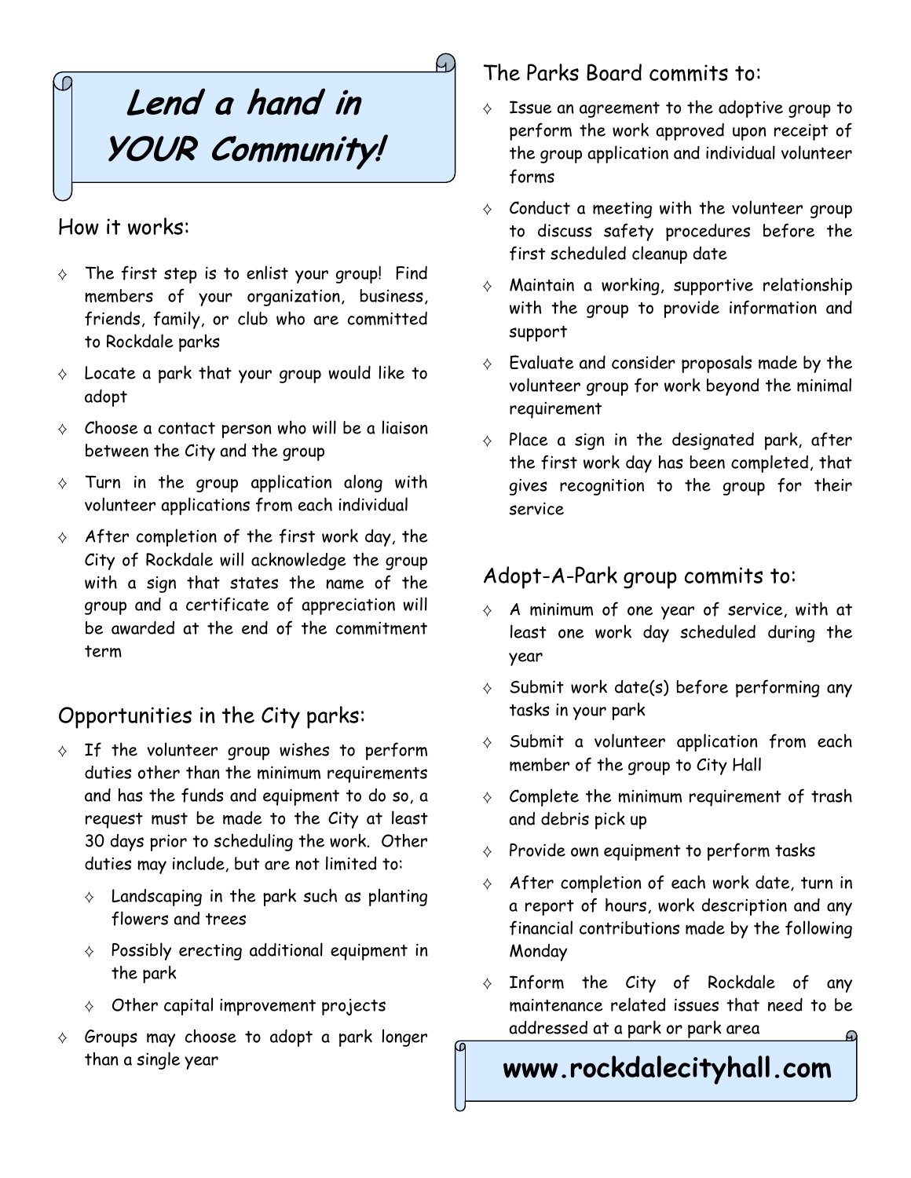# Lend a hand in YOUR Community!

## How it works:

- The first step is to enlist your group! Find members of your organization, business, friends, family, or club who are committed to Rockdale parks
- Locate a park that your group would like to adopt
- Choose a contact person who will be a liaison between the City and the group
- Turn in the group application along with volunteer applications from each individual
- After completion of the first work day, the City of Rockdale will acknowledge the group with a sign that states the name of the group and a certificate of appreciation will be awarded at the end of the commitment term

## Opportunities in the City parks:

- If the volunteer group wishes to perform duties other than the minimum requirements and has the funds and equipment to do so, a request must be made to the City at least 30 days prior to scheduling the work. Other duties may include, but are not limited to:
  - Landscaping in the park such as planting flowers and trees
  - Possibly erecting additional equipment in the park
  - Other capital improvement projects
- Groups may choose to adopt a park longer than a single year

## The Parks Board commits to:

- Issue an agreement to the adoptive group to perform the work approved upon receipt of the group application and individual volunteer forms
- Conduct a meeting with the volunteer group to discuss safety procedures before the first scheduled cleanup date
- Maintain a working, supportive relationship with the group to provide information and support
- Evaluate and consider proposals made by the volunteer group for work beyond the minimal requirement
- Place a sign in the designated park, after the first work day has been completed, that gives recognition to the group for their service

## Adopt-A-Park group commits to:

- A minimum of one year of service, with at least one work day scheduled during the year
- Submit work date(s) before performing any tasks in your park
- Submit a volunteer application from each member of the group to City Hall
- Complete the minimum requirement of trash and debris pick up
- Provide own equipment to perform tasks
- After completion of each work date, turn in a report of hours, work description and any financial contributions made by the following Monday
- Inform the City of Rockdale of any maintenance related issues that need to be addressed at a park or park area

**www.rockdalecityhall.com**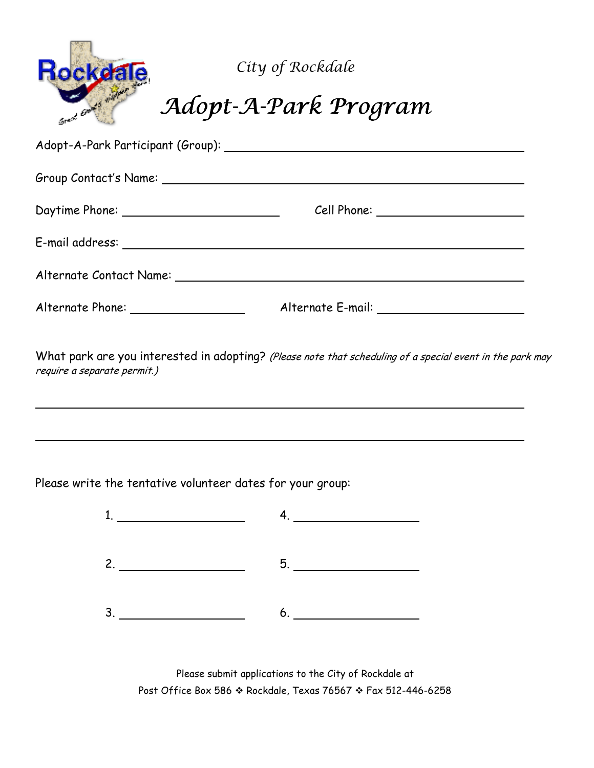City of Rockdale

# Adopt-A-Park Program

Adopt-A-Park Participant (Group): ______________________________

Group Contact's Name: ______________________________

Daytime Phone: ____________________ Cell Phone: ____________________

E-mail address: ______________________________

Alternate Contact Name: ______________________________

Alternate Phone: ____________________ Alternate E-mail: ____________________

What park are you interested in adopting? *(Please note that scheduling of a special event in the park may require a separate permit.)*

______________________________

______________________________

Please write the tentative volunteer dates for your group:

1. ____________________
2. ____________________
3. ____________________
4. ____________________
5. ____________________
6. ____________________

Please submit applications to the City of Rockdale at
Post Office Box 586 ❖ Rockdale, Texas 76567 ❖ Fax 512-446-6258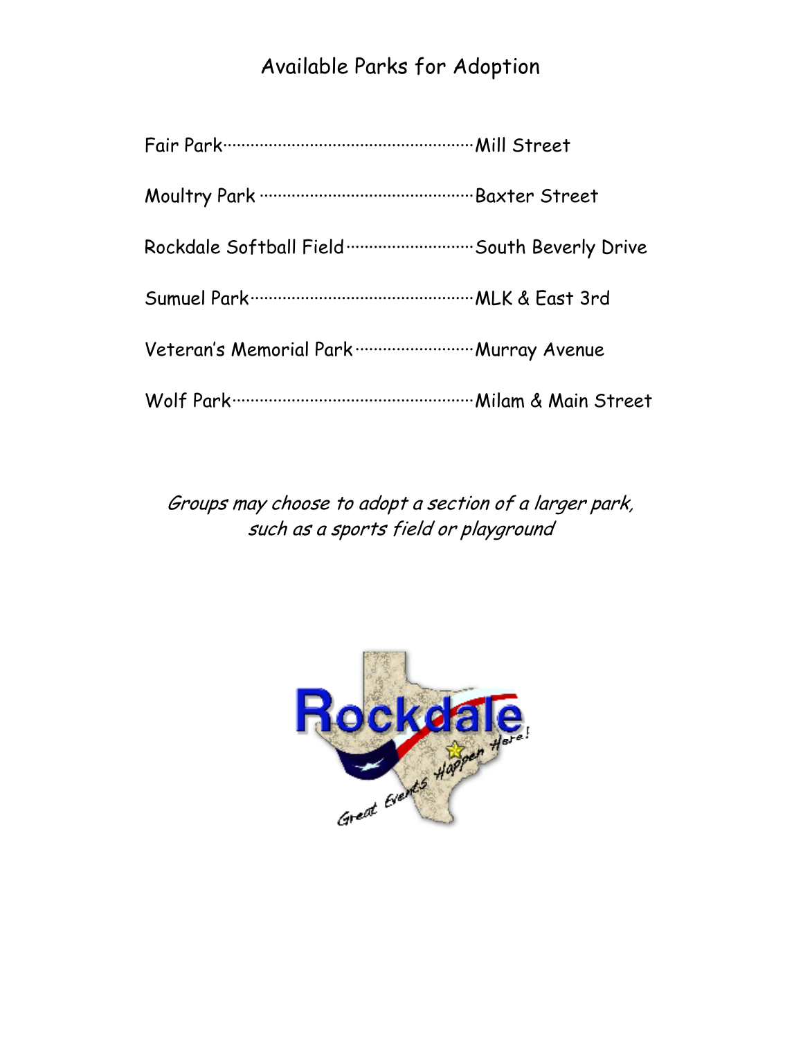# Available Parks for Adoption

| Park | Location |
| --- | --- |
| Fair Park | Mill Street |
| Moultry Park | Baxter Street |
| Rockdale Softball Field | South Beverly Drive |
| Sumuel Park | MLK & East 3rd |
| Veteran's Memorial Park | Murray Avenue |
| Wolf Park | Milam & Main Street |

*Groups may choose to adopt a section of a larger park, such as a sports field or playground*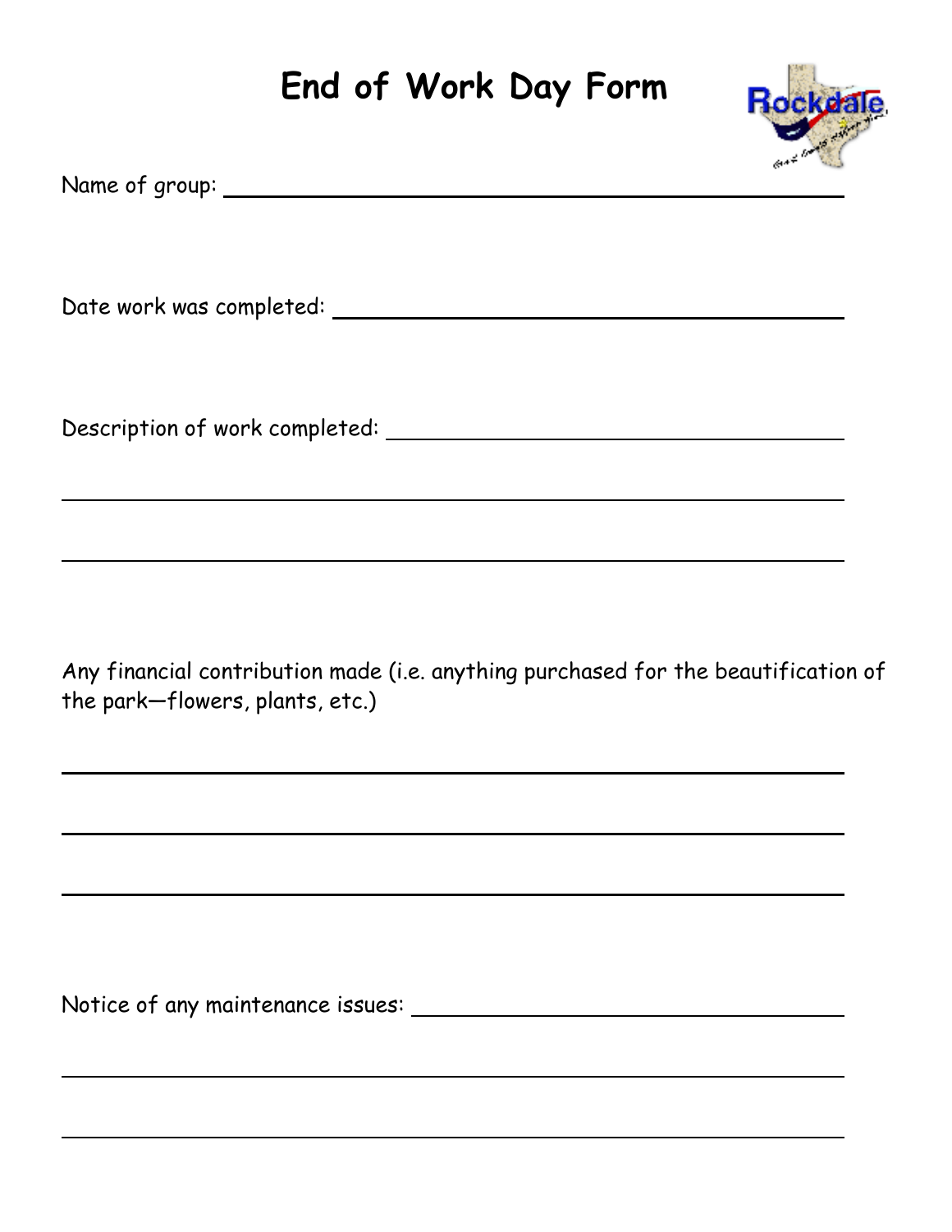# End of Work Day Form

Name of group: ______________________________________________

Date work was completed: ______________________________________

Description of work completed: ________________________________

______________________________________________________________

______________________________________________________________

Any financial contribution made (i.e. anything purchased for the beautification of the park—flowers, plants, etc.)

______________________________________________________________

______________________________________________________________

______________________________________________________________

Notice of any maintenance issues: _____________________________

______________________________________________________________

______________________________________________________________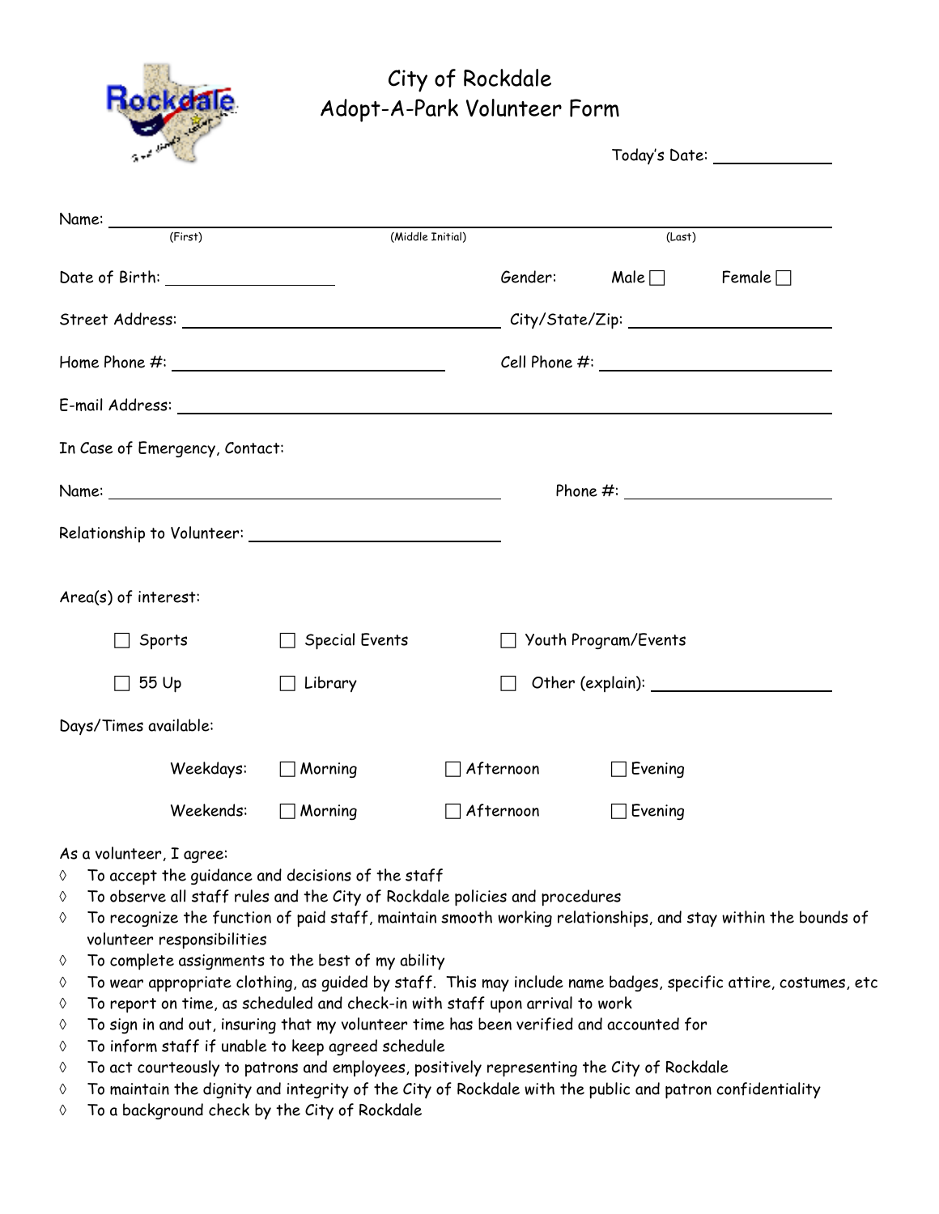# City of Rockdale
## Adopt-A-Park Volunteer Form

Today's Date: ____________

Name: ______________________________________________________________
(First) (Middle Initial) (Last)

Date of Birth: ________________ Gender: Male ☐ Female ☐

Street Address: ______________________________ City/State/Zip: ____________________

Home Phone #: __________________________ Cell Phone #: ______________________

E-mail Address: ______________________________________________________________

In Case of Emergency, Contact:

Name: ______________________________________ Phone #: ______________________

Relationship to Volunteer: ________________________

Area(s) of interest:

☐ Sports ☐ Special Events ☐ Youth Program/Events

☐ 55 Up ☐ Library ☐ Other (explain): __________________

Days/Times available:

Weekdays: ☐ Morning ☐ Afternoon ☐ Evening

Weekends: ☐ Morning ☐ Afternoon ☐ Evening

As a volunteer, I agree:

- ◊ To accept the guidance and decisions of the staff
- ◊ To observe all staff rules and the City of Rockdale policies and procedures
- ◊ To recognize the function of paid staff, maintain smooth working relationships, and stay within the bounds of volunteer responsibilities
- ◊ To complete assignments to the best of my ability
- ◊ To wear appropriate clothing, as guided by staff. This may include name badges, specific attire, costumes, etc
- ◊ To report on time, as scheduled and check-in with staff upon arrival to work
- ◊ To sign in and out, insuring that my volunteer time has been verified and accounted for
- ◊ To inform staff if unable to keep agreed schedule
- ◊ To act courteously to patrons and employees, positively representing the City of Rockdale
- ◊ To maintain the dignity and integrity of the City of Rockdale with the public and patron confidentiality
- ◊ To a background check by the City of Rockdale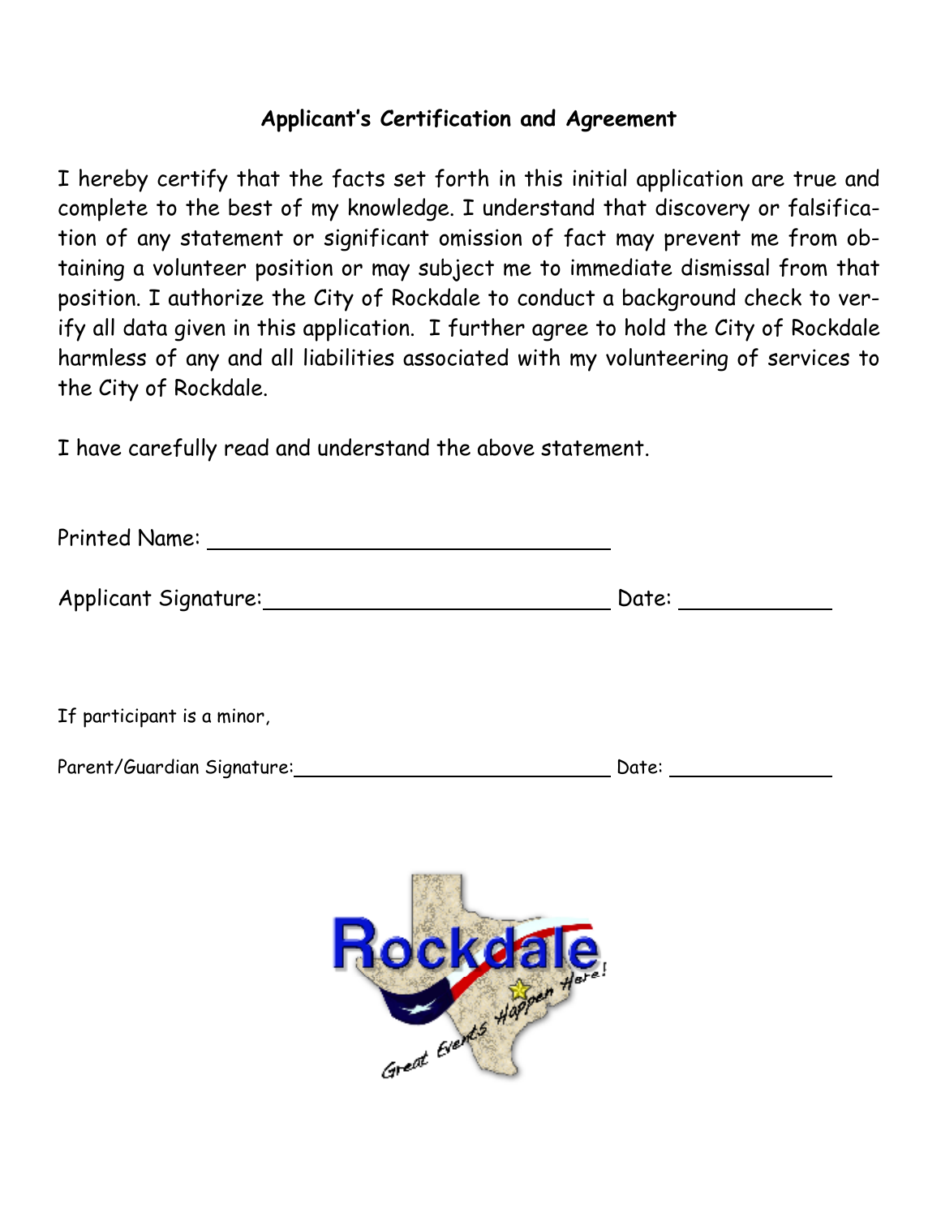**Applicant's Certification and Agreement**

I hereby certify that the facts set forth in this initial application are true and complete to the best of my knowledge. I understand that discovery or falsification of any statement or significant omission of fact may prevent me from obtaining a volunteer position or may subject me to immediate dismissal from that position. I authorize the City of Rockdale to conduct a background check to verify all data given in this application. I further agree to hold the City of Rockdale harmless of any and all liabilities associated with my volunteering of services to the City of Rockdale.

I have carefully read and understand the above statement.

Printed Name: ______________________________

Applicant Signature: ______________________________ Date: ____________

If participant is a minor,

Parent/Guardian Signature: ______________________________ Date: ____________